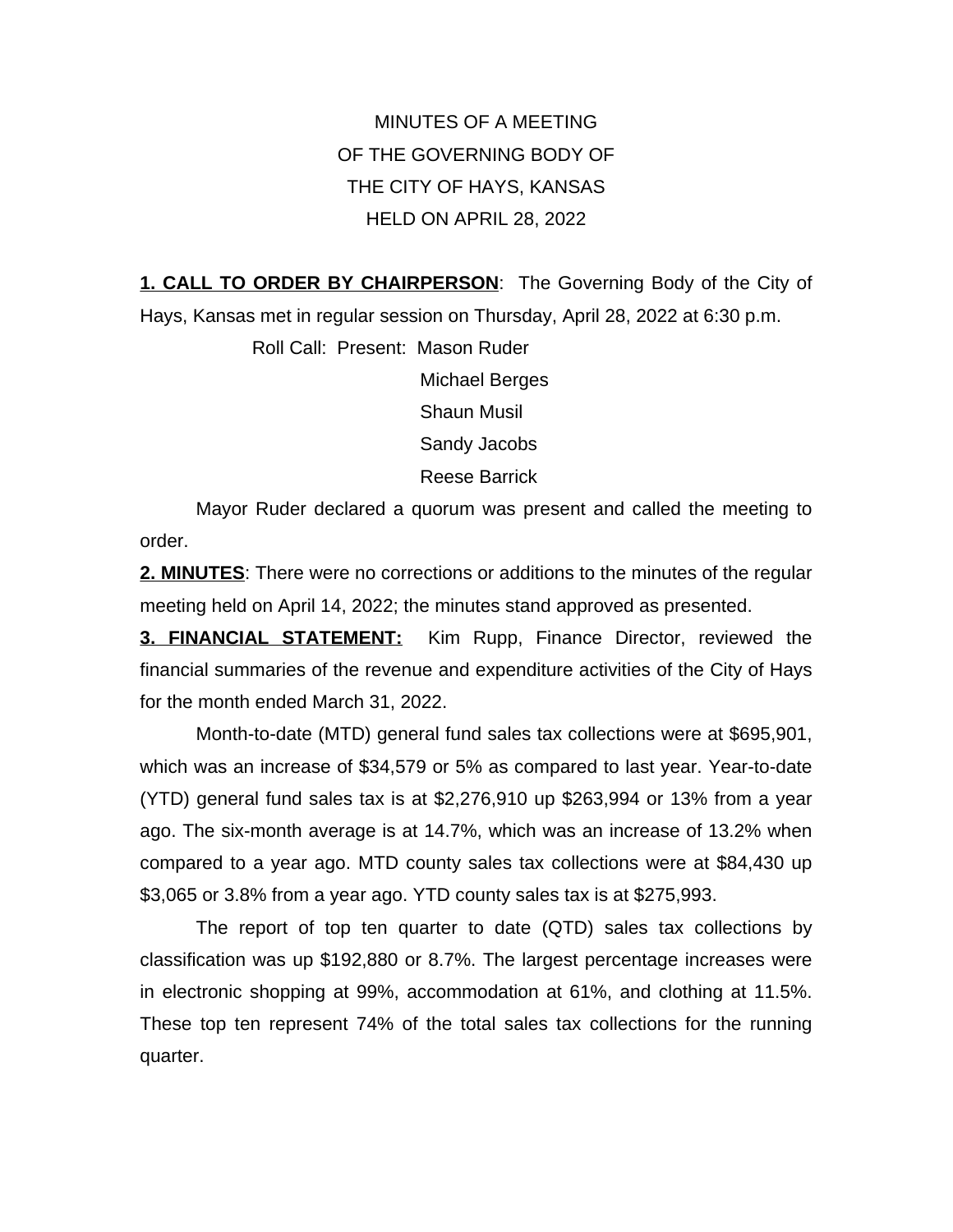MINUTES OF A MEETING
OF THE GOVERNING BODY OF
THE CITY OF HAYS, KANSAS
HELD ON APRIL 28, 2022

**1. CALL TO ORDER BY CHAIRPERSON**: The Governing Body of the City of Hays, Kansas met in regular session on Thursday, April 28, 2022 at 6:30 p.m.

Roll Call: Present: Mason Ruder
Michael Berges
Shaun Musil
Sandy Jacobs
Reese Barrick

Mayor Ruder declared a quorum was present and called the meeting to order.

**2. MINUTES**: There were no corrections or additions to the minutes of the regular meeting held on April 14, 2022; the minutes stand approved as presented.

**3. FINANCIAL STATEMENT:** Kim Rupp, Finance Director, reviewed the financial summaries of the revenue and expenditure activities of the City of Hays for the month ended March 31, 2022.

Month-to-date (MTD) general fund sales tax collections were at $695,901, which was an increase of $34,579 or 5% as compared to last year. Year-to-date (YTD) general fund sales tax is at $2,276,910 up $263,994 or 13% from a year ago. The six-month average is at 14.7%, which was an increase of 13.2% when compared to a year ago. MTD county sales tax collections were at $84,430 up $3,065 or 3.8% from a year ago. YTD county sales tax is at $275,993.

The report of top ten quarter to date (QTD) sales tax collections by classification was up $192,880 or 8.7%. The largest percentage increases were in electronic shopping at 99%, accommodation at 61%, and clothing at 11.5%. These top ten represent 74% of the total sales tax collections for the running quarter.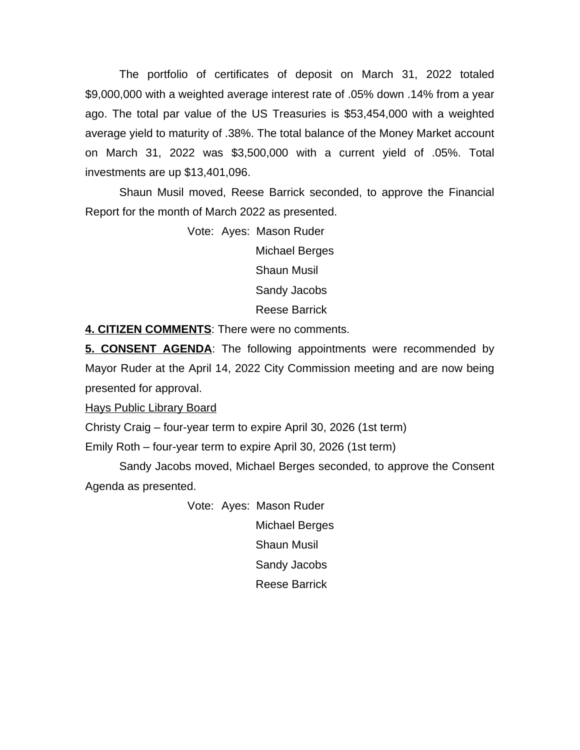The portfolio of certificates of deposit on March 31, 2022 totaled $9,000,000 with a weighted average interest rate of .05% down .14% from a year ago. The total par value of the US Treasuries is $53,454,000 with a weighted average yield to maturity of .38%. The total balance of the Money Market account on March 31, 2022 was $3,500,000 with a current yield of .05%. Total investments are up $13,401,096.

Shaun Musil moved, Reese Barrick seconded, to approve the Financial Report for the month of March 2022 as presented.

Vote: Ayes: Mason Ruder
Michael Berges
Shaun Musil
Sandy Jacobs
Reese Barrick

**4. CITIZEN COMMENTS**: There were no comments.

**5. CONSENT AGENDA**: The following appointments were recommended by Mayor Ruder at the April 14, 2022 City Commission meeting and are now being presented for approval.

Hays Public Library Board

Christy Craig – four-year term to expire April 30, 2026 (1st term)

Emily Roth – four-year term to expire April 30, 2026 (1st term)

Sandy Jacobs moved, Michael Berges seconded, to approve the Consent Agenda as presented.

Vote: Ayes: Mason Ruder
Michael Berges
Shaun Musil
Sandy Jacobs
Reese Barrick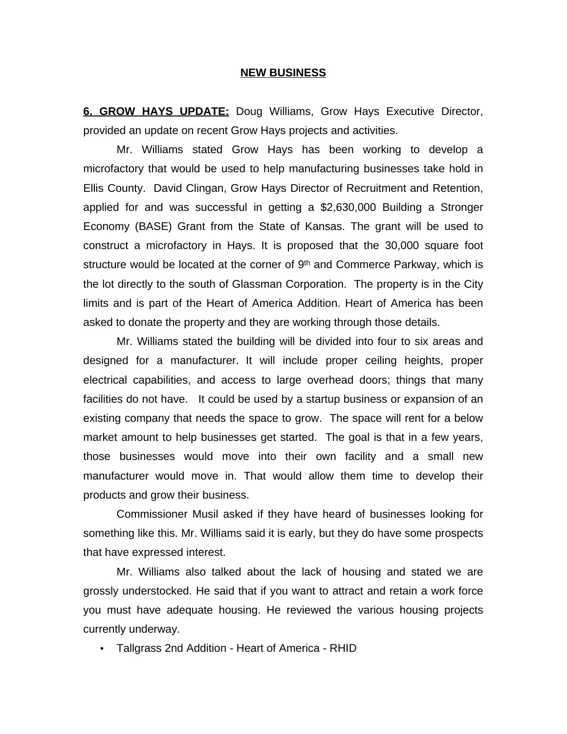## NEW BUSINESS

**6. GROW HAYS UPDATE:** Doug Williams, Grow Hays Executive Director, provided an update on recent Grow Hays projects and activities.

Mr. Williams stated Grow Hays has been working to develop a microfactory that would be used to help manufacturing businesses take hold in Ellis County. David Clingan, Grow Hays Director of Recruitment and Retention, applied for and was successful in getting a $2,630,000 Building a Stronger Economy (BASE) Grant from the State of Kansas. The grant will be used to construct a microfactory in Hays. It is proposed that the 30,000 square foot structure would be located at the corner of 9th and Commerce Parkway, which is the lot directly to the south of Glassman Corporation. The property is in the City limits and is part of the Heart of America Addition. Heart of America has been asked to donate the property and they are working through those details.

Mr. Williams stated the building will be divided into four to six areas and designed for a manufacturer. It will include proper ceiling heights, proper electrical capabilities, and access to large overhead doors; things that many facilities do not have. It could be used by a startup business or expansion of an existing company that needs the space to grow. The space will rent for a below market amount to help businesses get started. The goal is that in a few years, those businesses would move into their own facility and a small new manufacturer would move in. That would allow them time to develop their products and grow their business.

Commissioner Musil asked if they have heard of businesses looking for something like this. Mr. Williams said it is early, but they do have some prospects that have expressed interest.

Mr. Williams also talked about the lack of housing and stated we are grossly understocked. He said that if you want to attract and retain a work force you must have adequate housing. He reviewed the various housing projects currently underway.

- Tallgrass 2nd Addition - Heart of America - RHID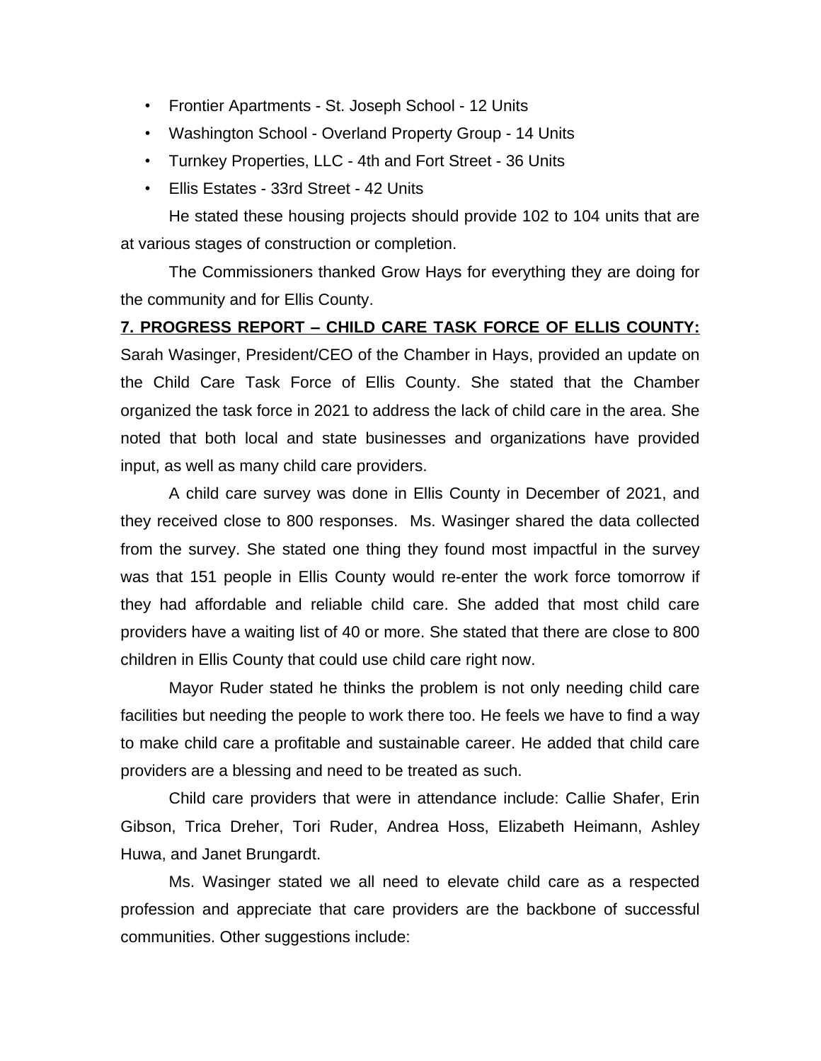- Frontier Apartments - St. Joseph School - 12 Units
- Washington School - Overland Property Group - 14 Units
- Turnkey Properties, LLC - 4th and Fort Street - 36 Units
- Ellis Estates - 33rd Street - 42 Units

He stated these housing projects should provide 102 to 104 units that are at various stages of construction or completion.

The Commissioners thanked Grow Hays for everything they are doing for the community and for Ellis County.

**7. PROGRESS REPORT – CHILD CARE TASK FORCE OF ELLIS COUNTY:** Sarah Wasinger, President/CEO of the Chamber in Hays, provided an update on the Child Care Task Force of Ellis County. She stated that the Chamber organized the task force in 2021 to address the lack of child care in the area. She noted that both local and state businesses and organizations have provided input, as well as many child care providers.

A child care survey was done in Ellis County in December of 2021, and they received close to 800 responses. Ms. Wasinger shared the data collected from the survey. She stated one thing they found most impactful in the survey was that 151 people in Ellis County would re-enter the work force tomorrow if they had affordable and reliable child care. She added that most child care providers have a waiting list of 40 or more. She stated that there are close to 800 children in Ellis County that could use child care right now.

Mayor Ruder stated he thinks the problem is not only needing child care facilities but needing the people to work there too. He feels we have to find a way to make child care a profitable and sustainable career. He added that child care providers are a blessing and need to be treated as such.

Child care providers that were in attendance include: Callie Shafer, Erin Gibson, Trica Dreher, Tori Ruder, Andrea Hoss, Elizabeth Heimann, Ashley Huwa, and Janet Brungardt.

Ms. Wasinger stated we all need to elevate child care as a respected profession and appreciate that care providers are the backbone of successful communities. Other suggestions include: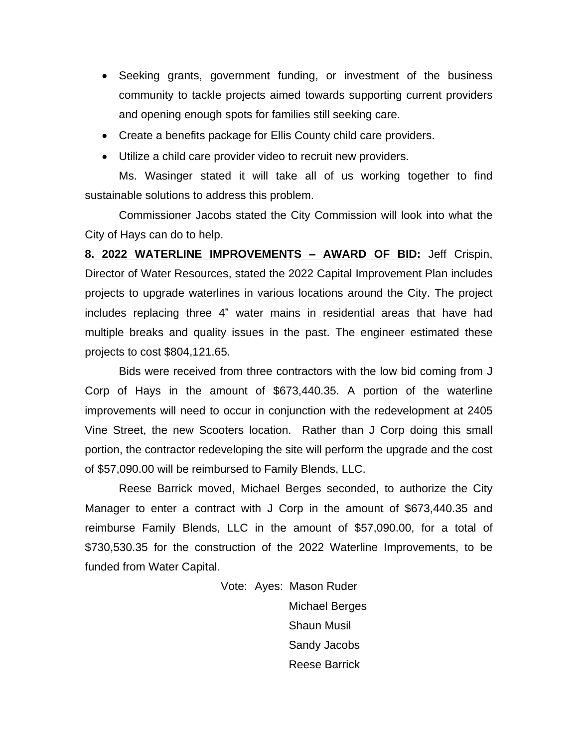- Seeking grants, government funding, or investment of the business community to tackle projects aimed towards supporting current providers and opening enough spots for families still seeking care.
- Create a benefits package for Ellis County child care providers.
- Utilize a child care provider video to recruit new providers.

Ms. Wasinger stated it will take all of us working together to find sustainable solutions to address this problem.

Commissioner Jacobs stated the City Commission will look into what the City of Hays can do to help.

**8. 2022 WATERLINE IMPROVEMENTS – AWARD OF BID:** Jeff Crispin, Director of Water Resources, stated the 2022 Capital Improvement Plan includes projects to upgrade waterlines in various locations around the City. The project includes replacing three 4" water mains in residential areas that have had multiple breaks and quality issues in the past. The engineer estimated these projects to cost $804,121.65.

Bids were received from three contractors with the low bid coming from J Corp of Hays in the amount of $673,440.35. A portion of the waterline improvements will need to occur in conjunction with the redevelopment at 2405 Vine Street, the new Scooters location. Rather than J Corp doing this small portion, the contractor redeveloping the site will perform the upgrade and the cost of $57,090.00 will be reimbursed to Family Blends, LLC.

Reese Barrick moved, Michael Berges seconded, to authorize the City Manager to enter a contract with J Corp in the amount of $673,440.35 and reimburse Family Blends, LLC in the amount of $57,090.00, for a total of $730,530.35 for the construction of the 2022 Waterline Improvements, to be funded from Water Capital.

Vote: Ayes: Mason Ruder
Michael Berges
Shaun Musil
Sandy Jacobs
Reese Barrick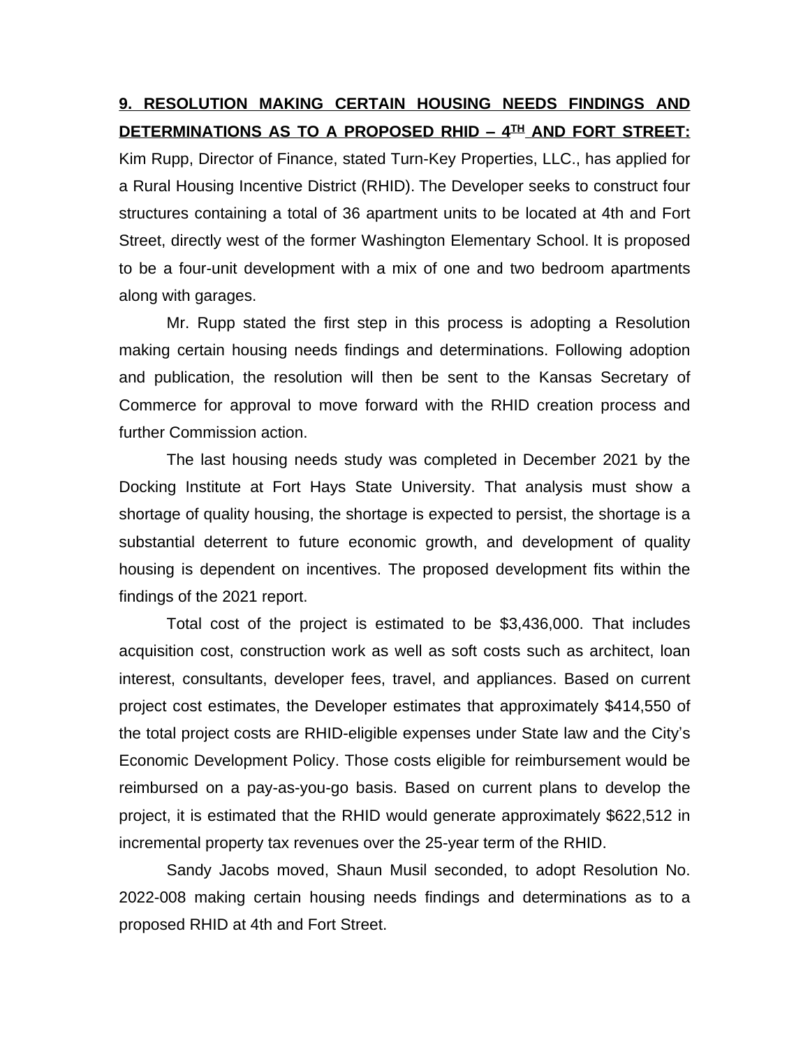**9. RESOLUTION MAKING CERTAIN HOUSING NEEDS FINDINGS AND DETERMINATIONS AS TO A PROPOSED RHID – 4TH AND FORT STREET:** Kim Rupp, Director of Finance, stated Turn-Key Properties, LLC., has applied for a Rural Housing Incentive District (RHID). The Developer seeks to construct four structures containing a total of 36 apartment units to be located at 4th and Fort Street, directly west of the former Washington Elementary School. It is proposed to be a four-unit development with a mix of one and two bedroom apartments along with garages.

Mr. Rupp stated the first step in this process is adopting a Resolution making certain housing needs findings and determinations. Following adoption and publication, the resolution will then be sent to the Kansas Secretary of Commerce for approval to move forward with the RHID creation process and further Commission action.

The last housing needs study was completed in December 2021 by the Docking Institute at Fort Hays State University. That analysis must show a shortage of quality housing, the shortage is expected to persist, the shortage is a substantial deterrent to future economic growth, and development of quality housing is dependent on incentives. The proposed development fits within the findings of the 2021 report.

Total cost of the project is estimated to be $3,436,000. That includes acquisition cost, construction work as well as soft costs such as architect, loan interest, consultants, developer fees, travel, and appliances. Based on current project cost estimates, the Developer estimates that approximately $414,550 of the total project costs are RHID-eligible expenses under State law and the City's Economic Development Policy. Those costs eligible for reimbursement would be reimbursed on a pay-as-you-go basis. Based on current plans to develop the project, it is estimated that the RHID would generate approximately $622,512 in incremental property tax revenues over the 25-year term of the RHID.

Sandy Jacobs moved, Shaun Musil seconded, to adopt Resolution No. 2022-008 making certain housing needs findings and determinations as to a proposed RHID at 4th and Fort Street.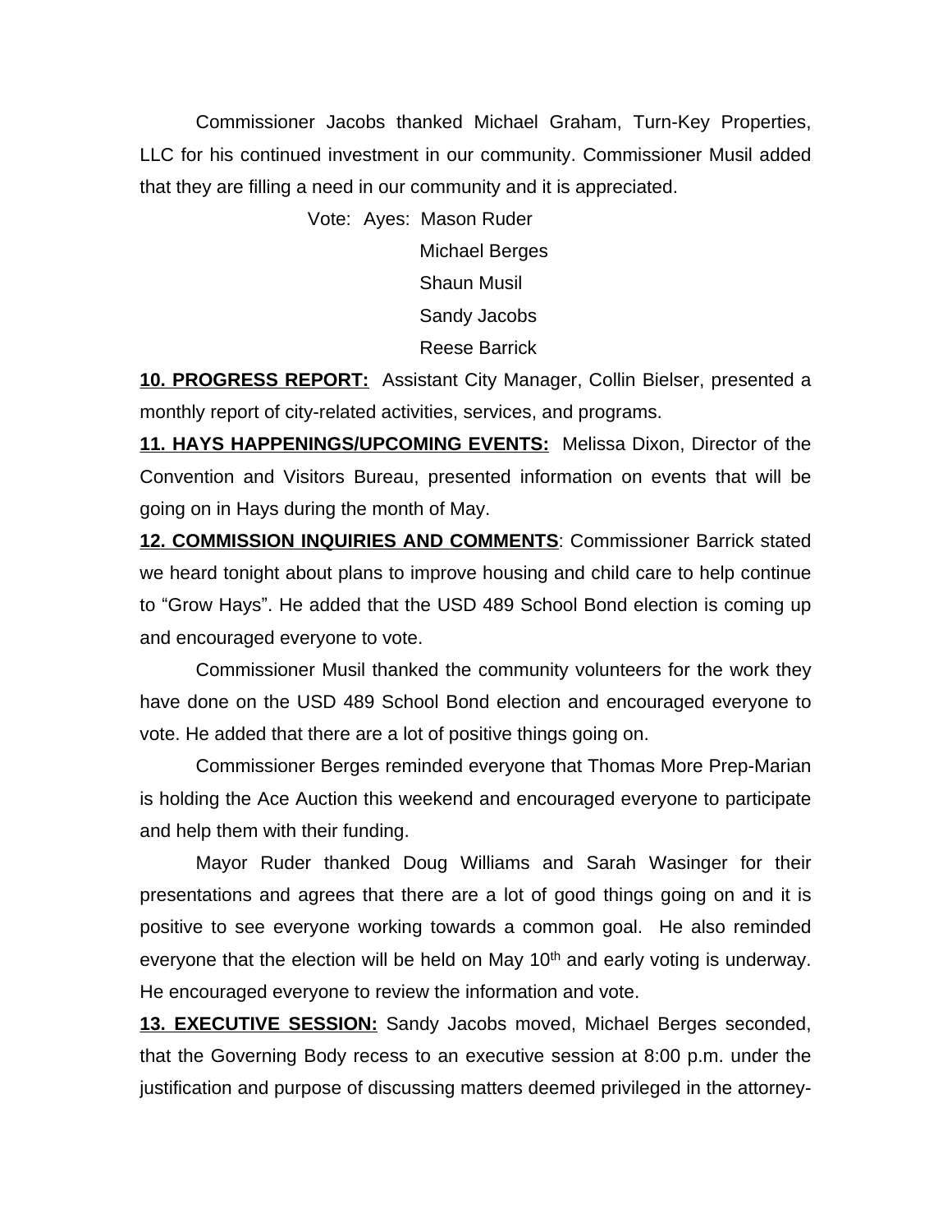Commissioner Jacobs thanked Michael Graham, Turn-Key Properties, LLC for his continued investment in our community. Commissioner Musil added that they are filling a need in our community and it is appreciated.

Vote: Ayes: Mason Ruder
Michael Berges
Shaun Musil
Sandy Jacobs
Reese Barrick

**10. PROGRESS REPORT:** Assistant City Manager, Collin Bielser, presented a monthly report of city-related activities, services, and programs.

**11. HAYS HAPPENINGS/UPCOMING EVENTS:** Melissa Dixon, Director of the Convention and Visitors Bureau, presented information on events that will be going on in Hays during the month of May.

**12. COMMISSION INQUIRIES AND COMMENTS**: Commissioner Barrick stated we heard tonight about plans to improve housing and child care to help continue to "Grow Hays". He added that the USD 489 School Bond election is coming up and encouraged everyone to vote.

Commissioner Musil thanked the community volunteers for the work they have done on the USD 489 School Bond election and encouraged everyone to vote. He added that there are a lot of positive things going on.

Commissioner Berges reminded everyone that Thomas More Prep-Marian is holding the Ace Auction this weekend and encouraged everyone to participate and help them with their funding.

Mayor Ruder thanked Doug Williams and Sarah Wasinger for their presentations and agrees that there are a lot of good things going on and it is positive to see everyone working towards a common goal. He also reminded everyone that the election will be held on May 10th and early voting is underway. He encouraged everyone to review the information and vote.

**13. EXECUTIVE SESSION:** Sandy Jacobs moved, Michael Berges seconded, that the Governing Body recess to an executive session at 8:00 p.m. under the justification and purpose of discussing matters deemed privileged in the attorney-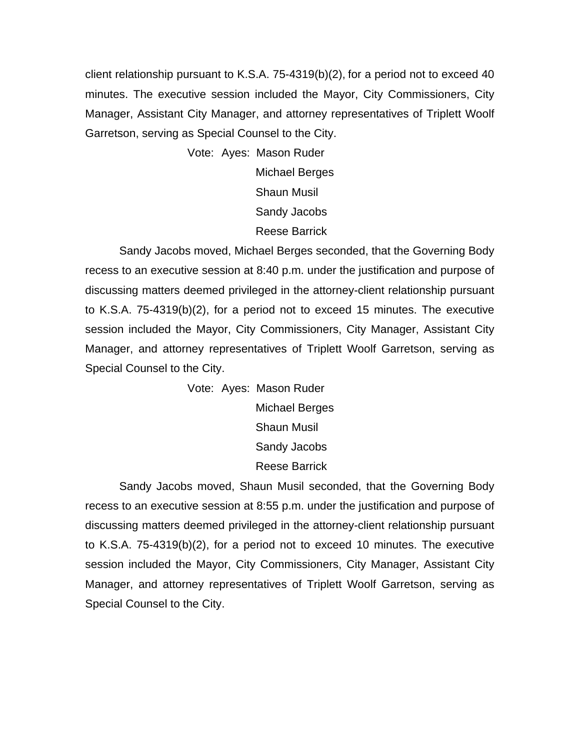client relationship pursuant to K.S.A. 75-4319(b)(2), for a period not to exceed 40 minutes. The executive session included the Mayor, City Commissioners, City Manager, Assistant City Manager, and attorney representatives of Triplett Woolf Garretson, serving as Special Counsel to the City.

Vote: Ayes: Mason Ruder
Michael Berges
Shaun Musil
Sandy Jacobs
Reese Barrick

Sandy Jacobs moved, Michael Berges seconded, that the Governing Body recess to an executive session at 8:40 p.m. under the justification and purpose of discussing matters deemed privileged in the attorney-client relationship pursuant to K.S.A. 75-4319(b)(2), for a period not to exceed 15 minutes. The executive session included the Mayor, City Commissioners, City Manager, Assistant City Manager, and attorney representatives of Triplett Woolf Garretson, serving as Special Counsel to the City.

Vote: Ayes: Mason Ruder
Michael Berges
Shaun Musil
Sandy Jacobs
Reese Barrick

Sandy Jacobs moved, Shaun Musil seconded, that the Governing Body recess to an executive session at 8:55 p.m. under the justification and purpose of discussing matters deemed privileged in the attorney-client relationship pursuant to K.S.A. 75-4319(b)(2), for a period not to exceed 10 minutes. The executive session included the Mayor, City Commissioners, City Manager, Assistant City Manager, and attorney representatives of Triplett Woolf Garretson, serving as Special Counsel to the City.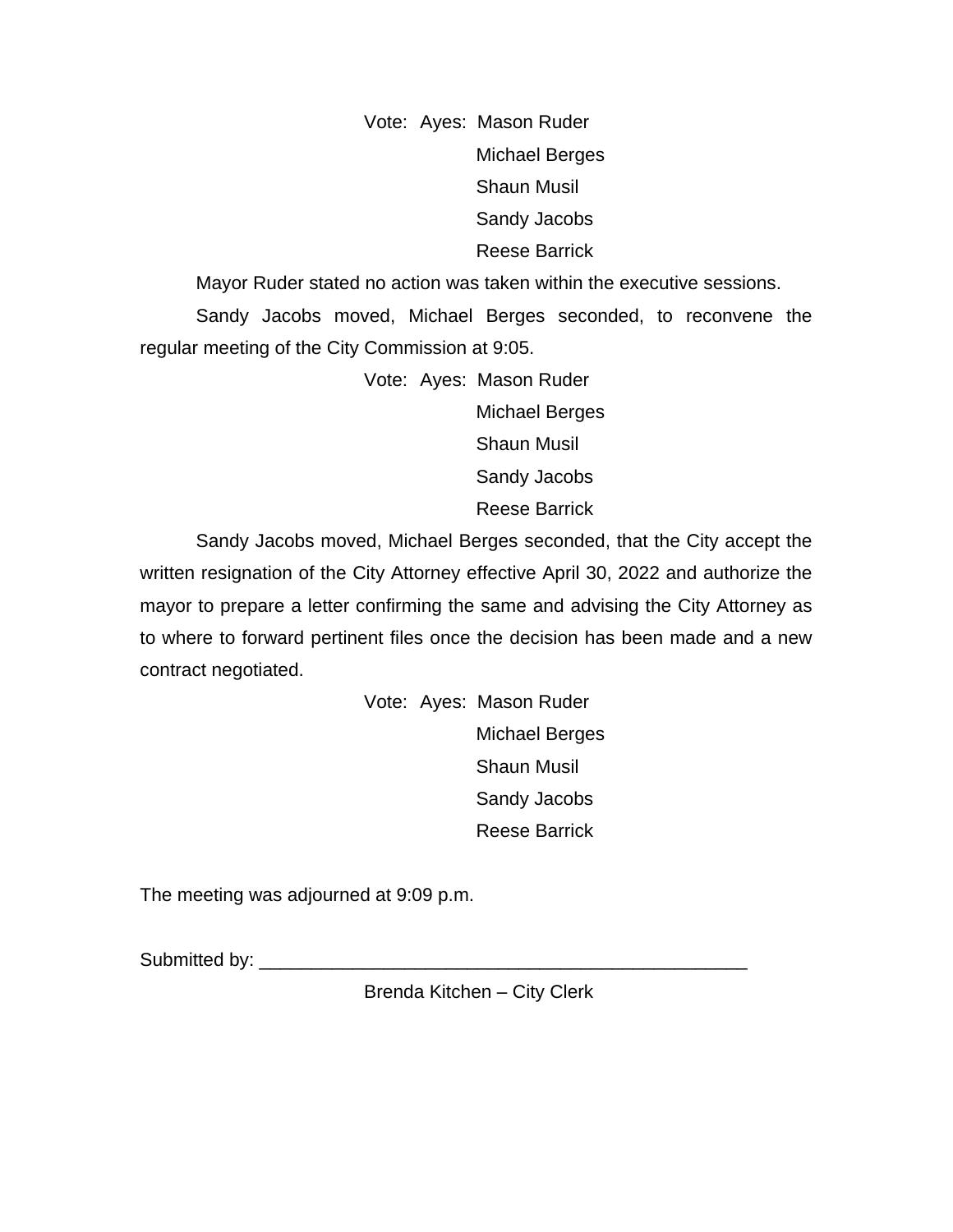Vote: Ayes: Mason Ruder
Michael Berges
Shaun Musil
Sandy Jacobs
Reese Barrick

Mayor Ruder stated no action was taken within the executive sessions.

Sandy Jacobs moved, Michael Berges seconded, to reconvene the regular meeting of the City Commission at 9:05.

Vote: Ayes: Mason Ruder
Michael Berges
Shaun Musil
Sandy Jacobs
Reese Barrick

Sandy Jacobs moved, Michael Berges seconded, that the City accept the written resignation of the City Attorney effective April 30, 2022 and authorize the mayor to prepare a letter confirming the same and advising the City Attorney as to where to forward pertinent files once the decision has been made and a new contract negotiated.

Vote: Ayes: Mason Ruder
Michael Berges
Shaun Musil
Sandy Jacobs
Reese Barrick

The meeting was adjourned at 9:09 p.m.

Submitted by: _______________________________________________

Brenda Kitchen – City Clerk